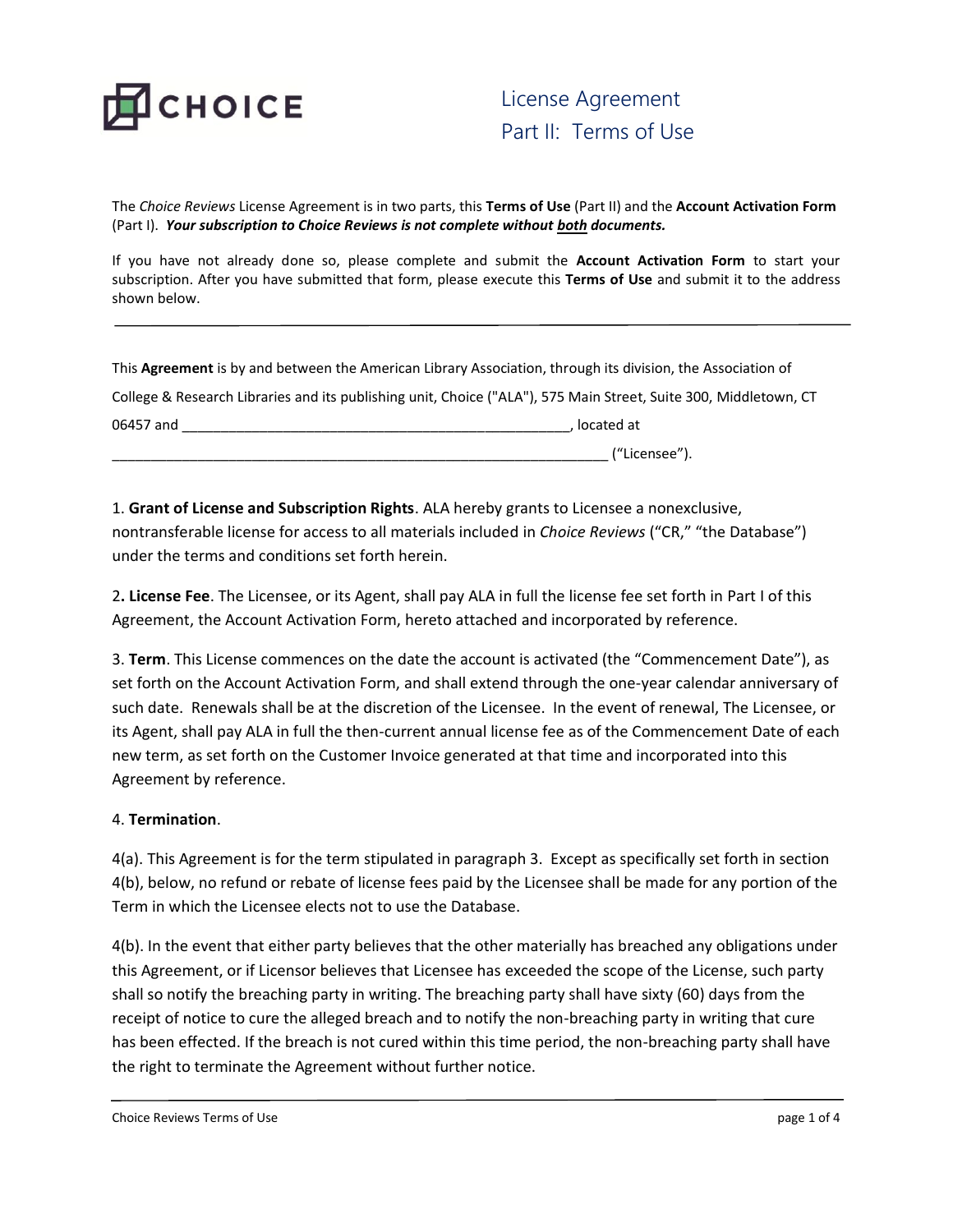CHOICE

# License Agreement
## Part II: Terms of Use

The *Choice Reviews* License Agreement is in two parts, this **Terms of Use** (Part II) and the **Account Activation Form** (Part I). ***Your subscription to Choice Reviews is not complete without both documents.***

If you have not already done so, please complete and submit the **Account Activation Form** to start your subscription. After you have submitted that form, please execute this **Terms of Use** and submit it to the address shown below.

---

This **Agreement** is by and between the American Library Association, through its division, the Association of College & Research Libraries and its publishing unit, Choice ("ALA"), 575 Main Street, Suite 300, Middletown, CT 06457 and __________________________________________________, located at _______________________________________________________________ ("Licensee").

1. **Grant of License and Subscription Rights**. ALA hereby grants to Licensee a nonexclusive, nontransferable license for access to all materials included in *Choice Reviews* ("CR," "the Database") under the terms and conditions set forth herein.

2**. License Fee**. The Licensee, or its Agent, shall pay ALA in full the license fee set forth in Part I of this Agreement, the Account Activation Form, hereto attached and incorporated by reference.

3. **Term**. This License commences on the date the account is activated (the "Commencement Date"), as set forth on the Account Activation Form, and shall extend through the one-year calendar anniversary of such date. Renewals shall be at the discretion of the Licensee. In the event of renewal, The Licensee, or its Agent, shall pay ALA in full the then-current annual license fee as of the Commencement Date of each new term, as set forth on the Customer Invoice generated at that time and incorporated into this Agreement by reference.

4. **Termination**.

4(a). This Agreement is for the term stipulated in paragraph 3. Except as specifically set forth in section 4(b), below, no refund or rebate of license fees paid by the Licensee shall be made for any portion of the Term in which the Licensee elects not to use the Database.

4(b). In the event that either party believes that the other materially has breached any obligations under this Agreement, or if Licensor believes that Licensee has exceeded the scope of the License, such party shall so notify the breaching party in writing. The breaching party shall have sixty (60) days from the receipt of notice to cure the alleged breach and to notify the non-breaching party in writing that cure has been effected. If the breach is not cured within this time period, the non-breaching party shall have the right to terminate the Agreement without further notice.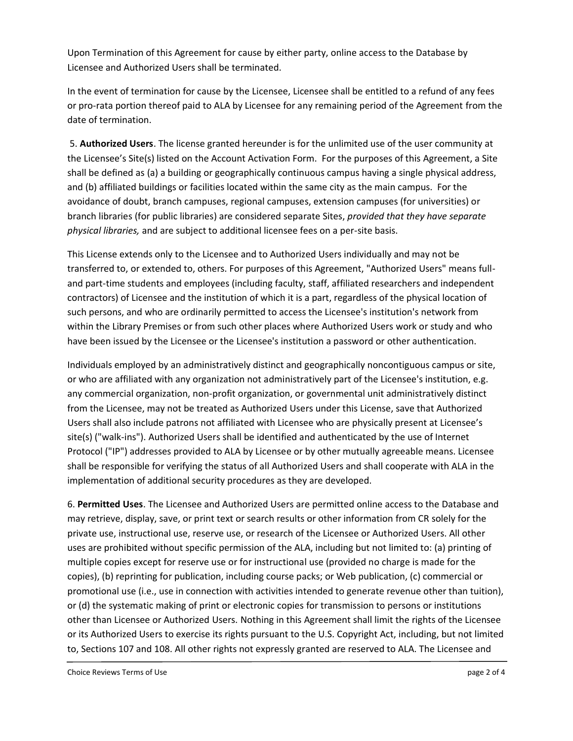Upon Termination of this Agreement for cause by either party, online access to the Database by Licensee and Authorized Users shall be terminated.

In the event of termination for cause by the Licensee, Licensee shall be entitled to a refund of any fees or pro-rata portion thereof paid to ALA by Licensee for any remaining period of the Agreement from the date of termination.

5. **Authorized Users**. The license granted hereunder is for the unlimited use of the user community at the Licensee's Site(s) listed on the Account Activation Form. For the purposes of this Agreement, a Site shall be defined as (a) a building or geographically continuous campus having a single physical address, and (b) affiliated buildings or facilities located within the same city as the main campus. For the avoidance of doubt, branch campuses, regional campuses, extension campuses (for universities) or branch libraries (for public libraries) are considered separate Sites, *provided that they have separate physical libraries,* and are subject to additional licensee fees on a per-site basis.

This License extends only to the Licensee and to Authorized Users individually and may not be transferred to, or extended to, others. For purposes of this Agreement, "Authorized Users" means full- and part-time students and employees (including faculty, staff, affiliated researchers and independent contractors) of Licensee and the institution of which it is a part, regardless of the physical location of such persons, and who are ordinarily permitted to access the Licensee's institution's network from within the Library Premises or from such other places where Authorized Users work or study and who have been issued by the Licensee or the Licensee's institution a password or other authentication.

Individuals employed by an administratively distinct and geographically noncontiguous campus or site, or who are affiliated with any organization not administratively part of the Licensee's institution, e.g. any commercial organization, non-profit organization, or governmental unit administratively distinct from the Licensee, may not be treated as Authorized Users under this License, save that Authorized Users shall also include patrons not affiliated with Licensee who are physically present at Licensee's site(s) ("walk-ins"). Authorized Users shall be identified and authenticated by the use of Internet Protocol ("IP") addresses provided to ALA by Licensee or by other mutually agreeable means. Licensee shall be responsible for verifying the status of all Authorized Users and shall cooperate with ALA in the implementation of additional security procedures as they are developed.

6. **Permitted Uses**. The Licensee and Authorized Users are permitted online access to the Database and may retrieve, display, save, or print text or search results or other information from CR solely for the private use, instructional use, reserve use, or research of the Licensee or Authorized Users. All other uses are prohibited without specific permission of the ALA, including but not limited to: (a) printing of multiple copies except for reserve use or for instructional use (provided no charge is made for the copies), (b) reprinting for publication, including course packs; or Web publication, (c) commercial or promotional use (i.e., use in connection with activities intended to generate revenue other than tuition), or (d) the systematic making of print or electronic copies for transmission to persons or institutions other than Licensee or Authorized Users. Nothing in this Agreement shall limit the rights of the Licensee or its Authorized Users to exercise its rights pursuant to the U.S. Copyright Act, including, but not limited to, Sections 107 and 108. All other rights not expressly granted are reserved to ALA. The Licensee and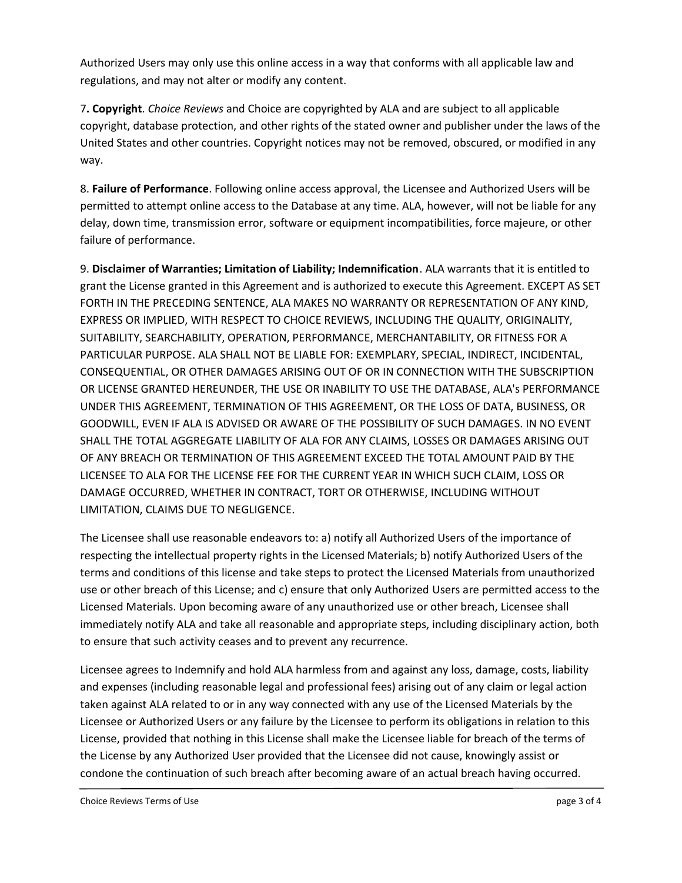Authorized Users may only use this online access in a way that conforms with all applicable law and regulations, and may not alter or modify any content.

7**. Copyright**. *Choice Reviews* and Choice are copyrighted by ALA and are subject to all applicable copyright, database protection, and other rights of the stated owner and publisher under the laws of the United States and other countries. Copyright notices may not be removed, obscured, or modified in any way.

8. **Failure of Performance**. Following online access approval, the Licensee and Authorized Users will be permitted to attempt online access to the Database at any time. ALA, however, will not be liable for any delay, down time, transmission error, software or equipment incompatibilities, force majeure, or other failure of performance.

9. **Disclaimer of Warranties; Limitation of Liability; Indemnification**. ALA warrants that it is entitled to grant the License granted in this Agreement and is authorized to execute this Agreement. EXCEPT AS SET FORTH IN THE PRECEDING SENTENCE, ALA MAKES NO WARRANTY OR REPRESENTATION OF ANY KIND, EXPRESS OR IMPLIED, WITH RESPECT TO CHOICE REVIEWS, INCLUDING THE QUALITY, ORIGINALITY, SUITABILITY, SEARCHABILITY, OPERATION, PERFORMANCE, MERCHANTABILITY, OR FITNESS FOR A PARTICULAR PURPOSE. ALA SHALL NOT BE LIABLE FOR: EXEMPLARY, SPECIAL, INDIRECT, INCIDENTAL, CONSEQUENTIAL, OR OTHER DAMAGES ARISING OUT OF OR IN CONNECTION WITH THE SUBSCRIPTION OR LICENSE GRANTED HEREUNDER, THE USE OR INABILITY TO USE THE DATABASE, ALA's PERFORMANCE UNDER THIS AGREEMENT, TERMINATION OF THIS AGREEMENT, OR THE LOSS OF DATA, BUSINESS, OR GOODWILL, EVEN IF ALA IS ADVISED OR AWARE OF THE POSSIBILITY OF SUCH DAMAGES. IN NO EVENT SHALL THE TOTAL AGGREGATE LIABILITY OF ALA FOR ANY CLAIMS, LOSSES OR DAMAGES ARISING OUT OF ANY BREACH OR TERMINATION OF THIS AGREEMENT EXCEED THE TOTAL AMOUNT PAID BY THE LICENSEE TO ALA FOR THE LICENSE FEE FOR THE CURRENT YEAR IN WHICH SUCH CLAIM, LOSS OR DAMAGE OCCURRED, WHETHER IN CONTRACT, TORT OR OTHERWISE, INCLUDING WITHOUT LIMITATION, CLAIMS DUE TO NEGLIGENCE.

The Licensee shall use reasonable endeavors to: a) notify all Authorized Users of the importance of respecting the intellectual property rights in the Licensed Materials; b) notify Authorized Users of the terms and conditions of this license and take steps to protect the Licensed Materials from unauthorized use or other breach of this License; and c) ensure that only Authorized Users are permitted access to the Licensed Materials. Upon becoming aware of any unauthorized use or other breach, Licensee shall immediately notify ALA and take all reasonable and appropriate steps, including disciplinary action, both to ensure that such activity ceases and to prevent any recurrence.

Licensee agrees to Indemnify and hold ALA harmless from and against any loss, damage, costs, liability and expenses (including reasonable legal and professional fees) arising out of any claim or legal action taken against ALA related to or in any way connected with any use of the Licensed Materials by the Licensee or Authorized Users or any failure by the Licensee to perform its obligations in relation to this License, provided that nothing in this License shall make the Licensee liable for breach of the terms of the License by any Authorized User provided that the Licensee did not cause, knowingly assist or condone the continuation of such breach after becoming aware of an actual breach having occurred.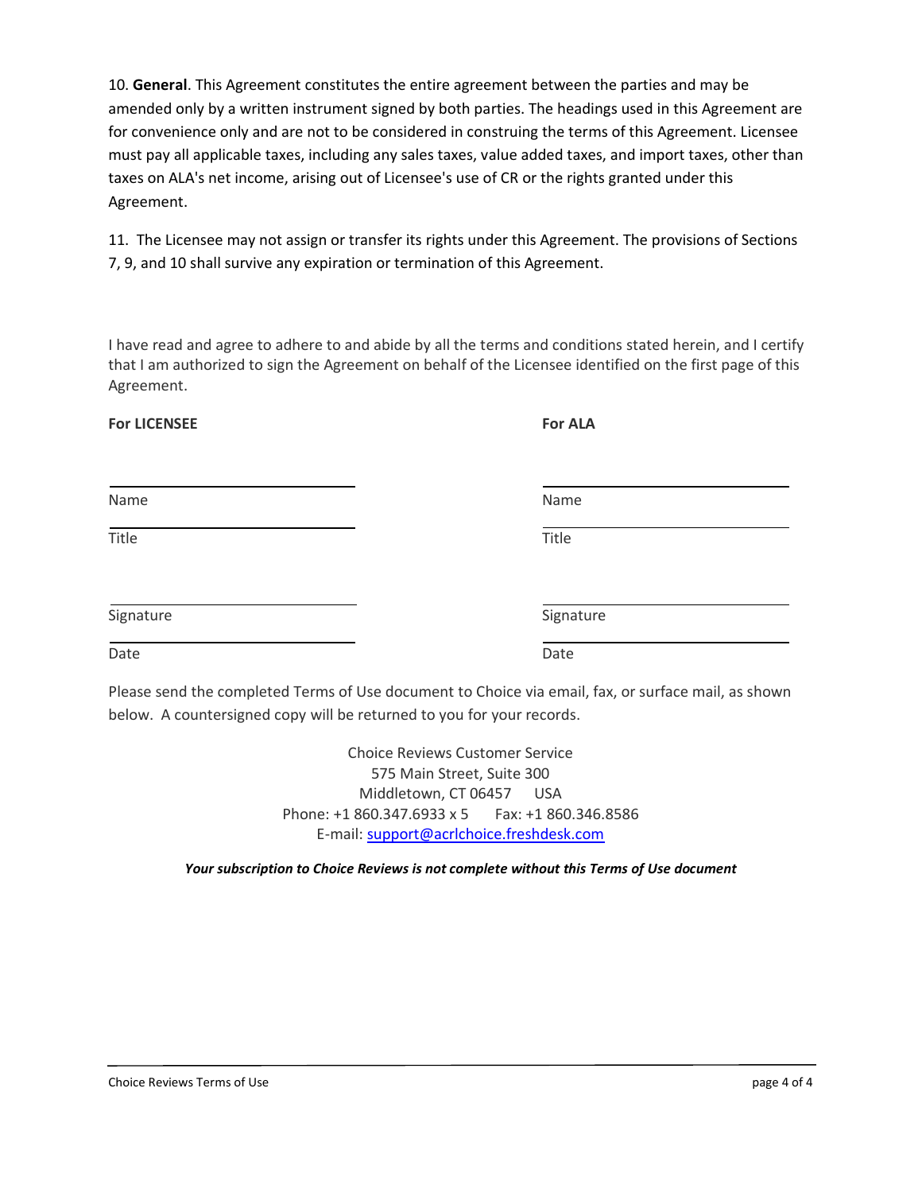10. **General**. This Agreement constitutes the entire agreement between the parties and may be amended only by a written instrument signed by both parties. The headings used in this Agreement are for convenience only and are not to be considered in construing the terms of this Agreement. Licensee must pay all applicable taxes, including any sales taxes, value added taxes, and import taxes, other than taxes on ALA's net income, arising out of Licensee's use of CR or the rights granted under this Agreement.

11. The Licensee may not assign or transfer its rights under this Agreement. The provisions of Sections 7, 9, and 10 shall survive any expiration or termination of this Agreement.

I have read and agree to adhere to and abide by all the terms and conditions stated herein, and I certify that I am authorized to sign the Agreement on behalf of the Licensee identified on the first page of this Agreement.

| **For LICENSEE** | **For ALA** |
| --- | --- |
| Name | Name |
| Title | Title |
| Signature | Signature |
| Date | Date |

Please send the completed Terms of Use document to Choice via email, fax, or surface mail, as shown below. A countersigned copy will be returned to you for your records.

Choice Reviews Customer Service
575 Main Street, Suite 300
Middletown, CT 06457 USA
Phone: +1 860.347.6933 x 5 Fax: +1 860.346.8586
E-mail: support@acrlchoice.freshdesk.com

***Your subscription to Choice Reviews is not complete without this Terms of Use document***